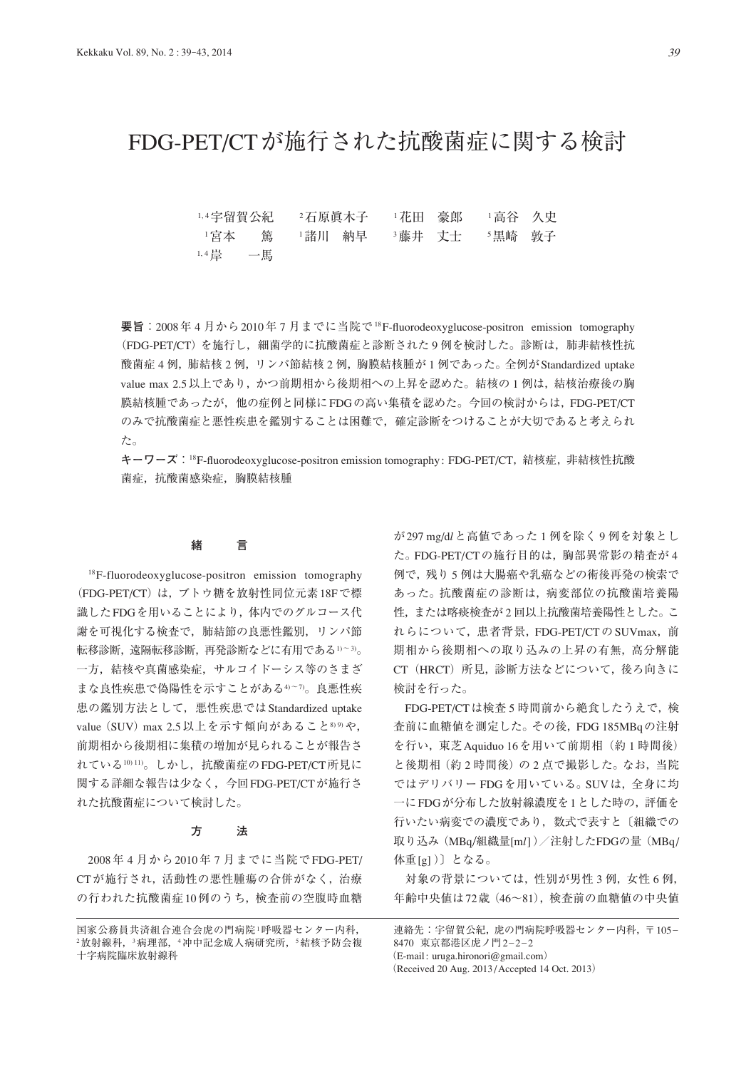# FDG-PET/CTが施行された抗酸菌症に関する検討

[1,4]宇留賀公紀　[2]石原眞木子　[1]花田　豪郎　[1]高谷　久史
[1]宮本　　篤　[1]諸川　納早　[3]藤井　丈士　[5]黒崎　敦子
[1,4]岸　　一馬

**要旨**：2008年4月から2010年7月までに当院で $^{18}$F-fluorodeoxyglucose-positron emission tomography（FDG-PET/CT）を施行し，細菌学的に抗酸菌症と診断された9例を検討した。診断は，肺非結核性抗酸菌症4例，肺結核2例，リンパ節結核2例，胸膜結核腫が1例であった。全例がStandardized uptake value max 2.5以上であり，かつ前期相から後期相への上昇を認めた。結核の1例は，結核治療後の胸膜結核腫であったが，他の症例と同様にFDGの高い集積を認めた。今回の検討からは，FDG-PET/CTのみで抗酸菌症と悪性疾患を鑑別することは困難で，確定診断をつけることが大切であると考えられた。

**キーワーズ**：$^{18}$F-fluorodeoxyglucose-positron emission tomography: FDG-PET/CT，結核症，非結核性抗酸菌症，抗酸菌感染症，胸膜結核腫

## 緒　言

$^{18}$F-fluorodeoxyglucose-positron emission tomography（FDG-PET/CT）は，ブドウ糖を放射性同位元素18Fで標識したFDGを用いることにより，体内でのグルコース代謝を可視化する検査で，肺結節の良悪性鑑別，リンパ節転移診断，遠隔転移診断，再発診断などに有用である[1)～3)]。一方，結核や真菌感染症，サルコイドーシス等のさまざまな良性疾患で偽陽性を示すことがある[4)～7)]。良悪性疾患の鑑別方法として，悪性疾患ではStandardized uptake value（SUV）max 2.5以上を示す傾向があること[8)9)]や，前期相から後期相に集積の増加が見られることが報告されている[10)11)]。しかし，抗酸菌症のFDG-PET/CT所見に関する詳細な報告は少なく，今回FDG-PET/CTが施行された抗酸菌症について検討した。

## 方　法

2008年4月から2010年7月までに当院でFDG-PET/CTが施行され，活動性の悪性腫瘍の合併がなく，治療の行われた抗酸菌症10例のうち，検査前の空腹時血糖が297 mg/d*l*と高値であった1例を除く9例を対象とした。FDG-PET/CTの施行目的は，胸部異常影の精査が4例で，残り5例は大腸癌や乳癌などの術後再発の検索であった。抗酸菌症の診断は，病変部位の抗酸菌培養陽性，または喀痰検査が2回以上抗酸菌培養陽性とした。これらについて，患者背景，FDG-PET/CTのSUVmax，前期相から後期相への取り込みの上昇の有無，高分解能CT（HRCT）所見，診断方法などについて，後ろ向きに検討を行った。

FDG-PET/CTは検査5時間前から絶食したうえで，検査前に血糖値を測定した。その後，FDG 185MBqの注射を行い，東芝Aquiduo 16を用いて前期相（約1時間後）と後期相（約2時間後）の2点で撮影した。なお，当院ではデリバリーFDGを用いている。SUVは，全身に均一にFDGが分布した時の放射線濃度を1とした時の，評価を行いたい病変での濃度であり，数式で表すと〔組織での取り込み（MBq/組織量[m*l*]）／注射したFDGの量（MBq/体重[g]）〕となる。

対象の背景については，性別が男性3例，女性6例，年齢中央値は72歳（46～81），検査前の血糖値の中央値

---

国家公務員共済組合連合会虎の門病院[1]呼吸器センター内科，[2]放射線科，[3]病理部，[4]冲中記念成人病研究所，[5]結核予防会複十字病院臨床放射線科

連絡先：宇留賀公紀，虎の門病院呼吸器センター内科，〒105－8470　東京都港区虎ノ門2－2－2
（E-mail: uruga.hironori@gmail.com）
（Received 20 Aug. 2013/Accepted 14 Oct. 2013）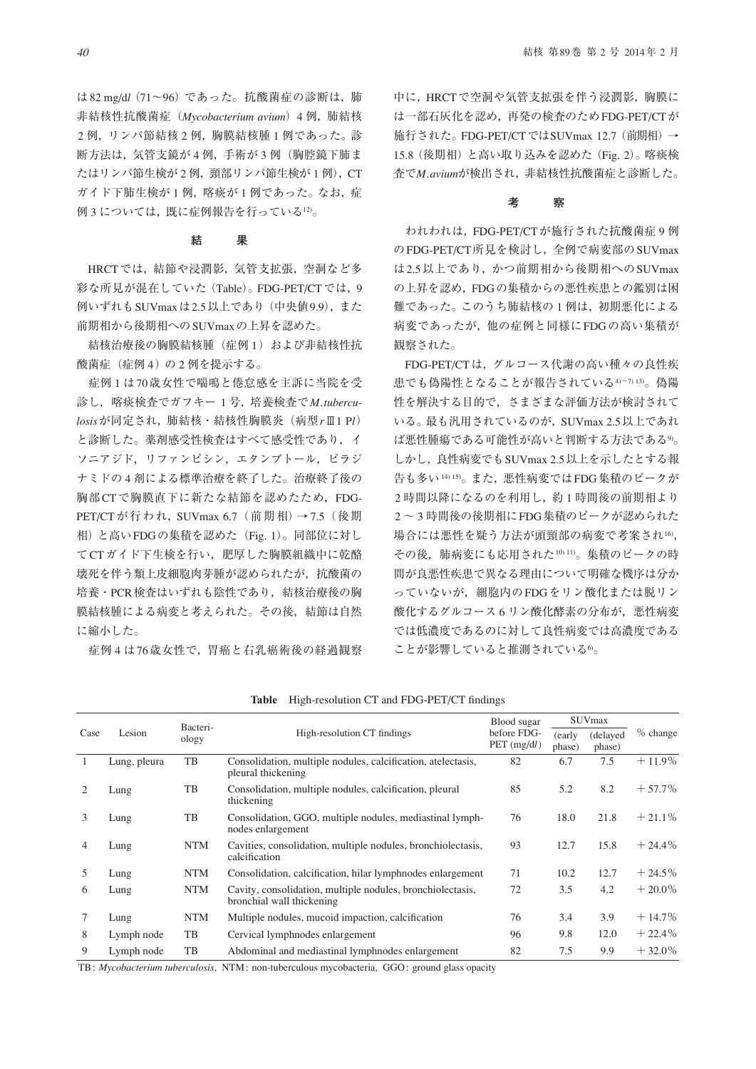は82 mg/d*l*（71～96）であった。抗酸菌症の診断は，肺非結核性抗酸菌症（*Mycobacterium avium*）4 例，肺結核 2 例，リンパ節結核 2 例，胸膜結核腫 1 例であった。診断方法は，気管支鏡が 4 例，手術が 3 例（胸腔鏡下肺またはリンパ節生検が 2 例，頸部リンパ節生検が 1 例），CT ガイド下肺生検が 1 例，喀痰が 1 例であった。なお，症例 3 については，既に症例報告を行っている[12]。

## 結　果

HRCTでは，結節や浸潤影，気管支拡張，空洞など多彩な所見が混在していた（Table）。FDG-PET/CTでは，9例いずれもSUVmaxは2.5以上であり（中央値9.9），また前期相から後期相へのSUVmaxの上昇を認めた。

結核治療後の胸膜結核腫（症例 1）および非結核性抗酸菌症（症例 4）の 2 例を提示する。

症例 1 は70歳女性で喘鳴と倦怠感を主訴に当院を受診し，喀痰検査でガフキー 1 号，培養検査で*M.tuberculosis*が同定され，肺結核・結核性胸膜炎（病型*r*Ⅲ1 P*l*）と診断した。薬剤感受性検査はすべて感受性であり，イソニアジド，リファンピシン，エタンブトール，ピラジナミドの 4 剤による標準治療を終了した。治療終了後の胸部CTで胸膜直下に新たな結節を認めたため，FDG-PET/CTが行われ，SUVmax 6.7（前期相）→7.5（後期相）と高いFDGの集積を認めた（Fig. 1）。同部位に対してCTガイド下生検を行い，肥厚した胸膜組織中に乾酪壊死を伴う類上皮細胞肉芽腫が認められたが，抗酸菌の培養・PCR検査はいずれも陰性であり，結核治療後の胸膜結核腫による病変と考えられた。その後，結節は自然に縮小した。

症例 4 は76歳女性で，胃癌と右乳癌術後の経過観察中に，HRCTで空洞や気管支拡張を伴う浸潤影，胸膜には一部石灰化を認め，再発の検査のためFDG-PET/CTが施行された。FDG-PET/CTではSUVmax 12.7（前期相）→15.8（後期相）と高い取り込みを認めた（Fig. 2）。喀痰検査で*M.avium*が検出され，非結核性抗酸菌症と診断した。

## 考　察

われわれは，FDG-PET/CTが施行された抗酸菌症 9 例のFDG-PET/CT所見を検討し，全例で病変部のSUVmaxは2.5以上であり，かつ前期相から後期相へのSUVmaxの上昇を認め，FDGの集積からの悪性疾患との鑑別は困難であった。このうち肺結核の 1 例は，初期悪化による病変であったが，他の症例と同様にFDGの高い集積が観察された。

FDG-PET/CTは，グルコース代謝の高い種々の良性疾患でも偽陽性となることが報告されている[4)～7) 13)]。偽陽性を解決する目的で，さまざまな評価方法が検討されている。最も汎用されているのが，SUVmax 2.5以上であれば悪性腫瘍である可能性が高いと判断する方法である[9)]。しかし，良性病変でもSUVmax 2.5以上を示したとする報告も多い[14) 15)]。また，悪性病変ではFDG集積のピークが 2 時間以降になるのを利用し，約 1 時間後の前期相より 2～3 時間後の後期相にFDG集積のピークが認められた場合には悪性を疑う方法が頭頸部の病変で考案され[16)]，その後，肺病変にも応用された[10) 11)]。集積のピークの時間が良悪性疾患で異なる理由について明確な機序は分かっていないが，細胞内のFDGをリン酸化または脱リン酸化するグルコース 6 リン酸化酵素の分布が，悪性病変では低濃度であるのに対して良性病変では高濃度であることが影響していると推測されている[6)]。

**Table**　High-resolution CT and FDG-PET/CT findings

| Case | Lesion | Bacteriology | High-resolution CT findings | Blood sugar before FDG-PET (mg/d*l*) | SUVmax (early phase) | SUVmax (delayed phase) | % change |
|---|---|---|---|---|---|---|---|
| 1 | Lung, pleura | TB | Consolidation, multiple nodules, calcification, atelectasis, pleural thickening | 82 | 6.7 | 7.5 | ＋11.9% |
| 2 | Lung | TB | Consolidation, multiple nodules, calcification, pleural thickening | 85 | 5.2 | 8.2 | ＋57.7% |
| 3 | Lung | TB | Consolidation, GGO, multiple nodules, mediastinal lymphnodes enlargement | 76 | 18.0 | 21.8 | ＋21.1% |
| 4 | Lung | NTM | Cavities, consolidation, multiple nodules, bronchiolectasis, calcification | 93 | 12.7 | 15.8 | ＋24.4% |
| 5 | Lung | NTM | Consolidation, calcification, hilar lymphnodes enlargement | 71 | 10.2 | 12.7 | ＋24.5% |
| 6 | Lung | NTM | Cavity, consolidation, multiple nodules, bronchiolectasis, bronchial wall thickening | 72 | 3.5 | 4.2 | ＋20.0% |
| 7 | Lung | NTM | Multiple nodules, mucoid impaction, calcification | 76 | 3.4 | 3.9 | ＋14.7% |
| 8 | Lymph node | TB | Cervical lymphnodes enlargement | 96 | 9.8 | 12.0 | ＋22.4% |
| 9 | Lymph node | TB | Abdominal and mediastinal lymphnodes enlargement | 82 | 7.5 | 9.9 | ＋32.0% |

TB: *Mycobacterium tuberculosis*, NTM: non-tuberculous mycobacteria, GGO: ground glass opacity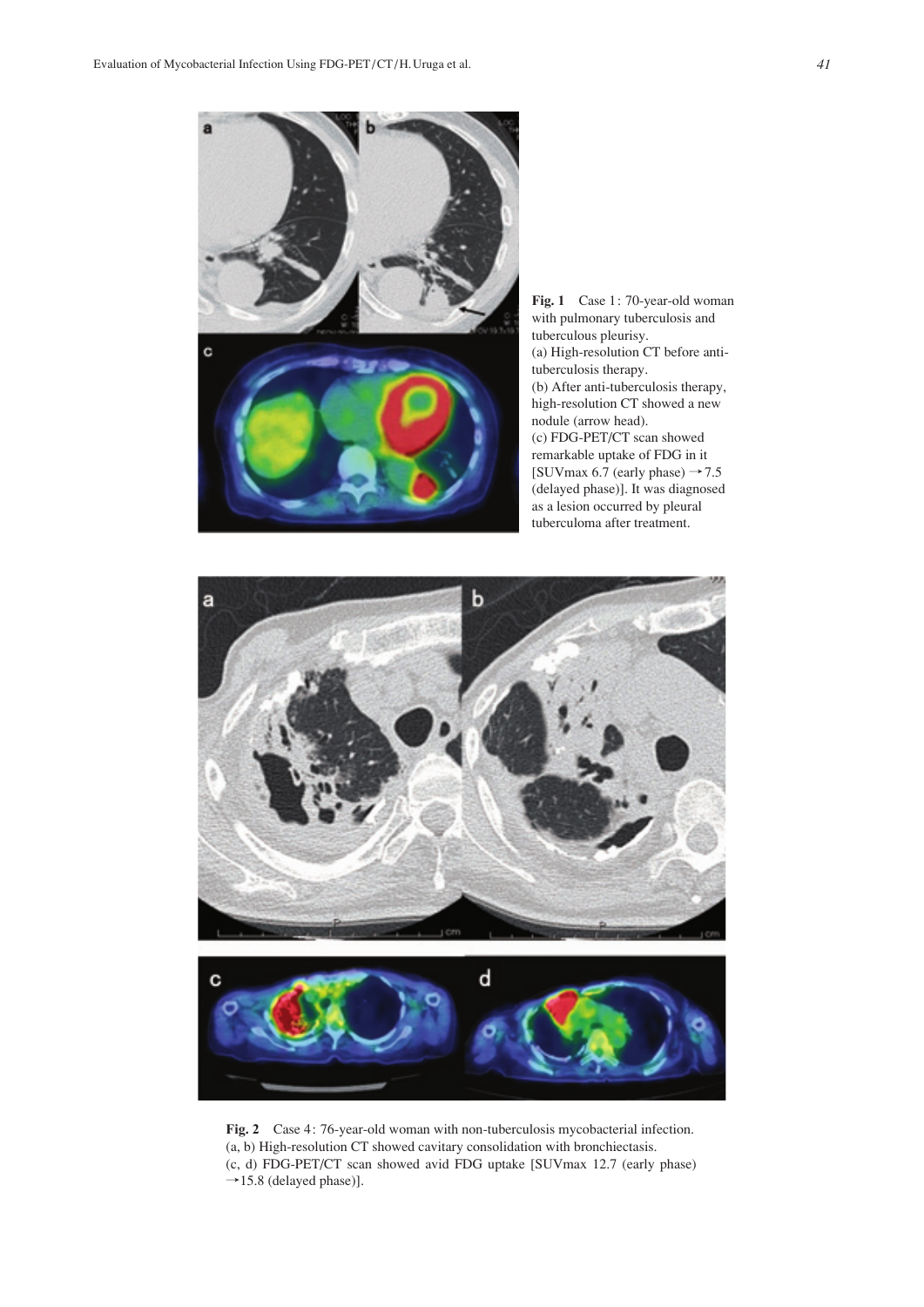**Fig. 1** Case 1: 70-year-old woman with pulmonary tuberculosis and tuberculous pleurisy.
(a) High-resolution CT before anti-tuberculosis therapy.
(b) After anti-tuberculosis therapy, high-resolution CT showed a new nodule (arrow head).
(c) FDG-PET/CT scan showed remarkable uptake of FDG in it [SUVmax 6.7 (early phase) →7.5 (delayed phase)]. It was diagnosed as a lesion occurred by pleural tuberculoma after treatment.

**Fig. 2** Case 4: 76-year-old woman with non-tuberculosis mycobacterial infection.
(a, b) High-resolution CT showed cavitary consolidation with bronchiectasis.
(c, d) FDG-PET/CT scan showed avid FDG uptake [SUVmax 12.7 (early phase) →15.8 (delayed phase)].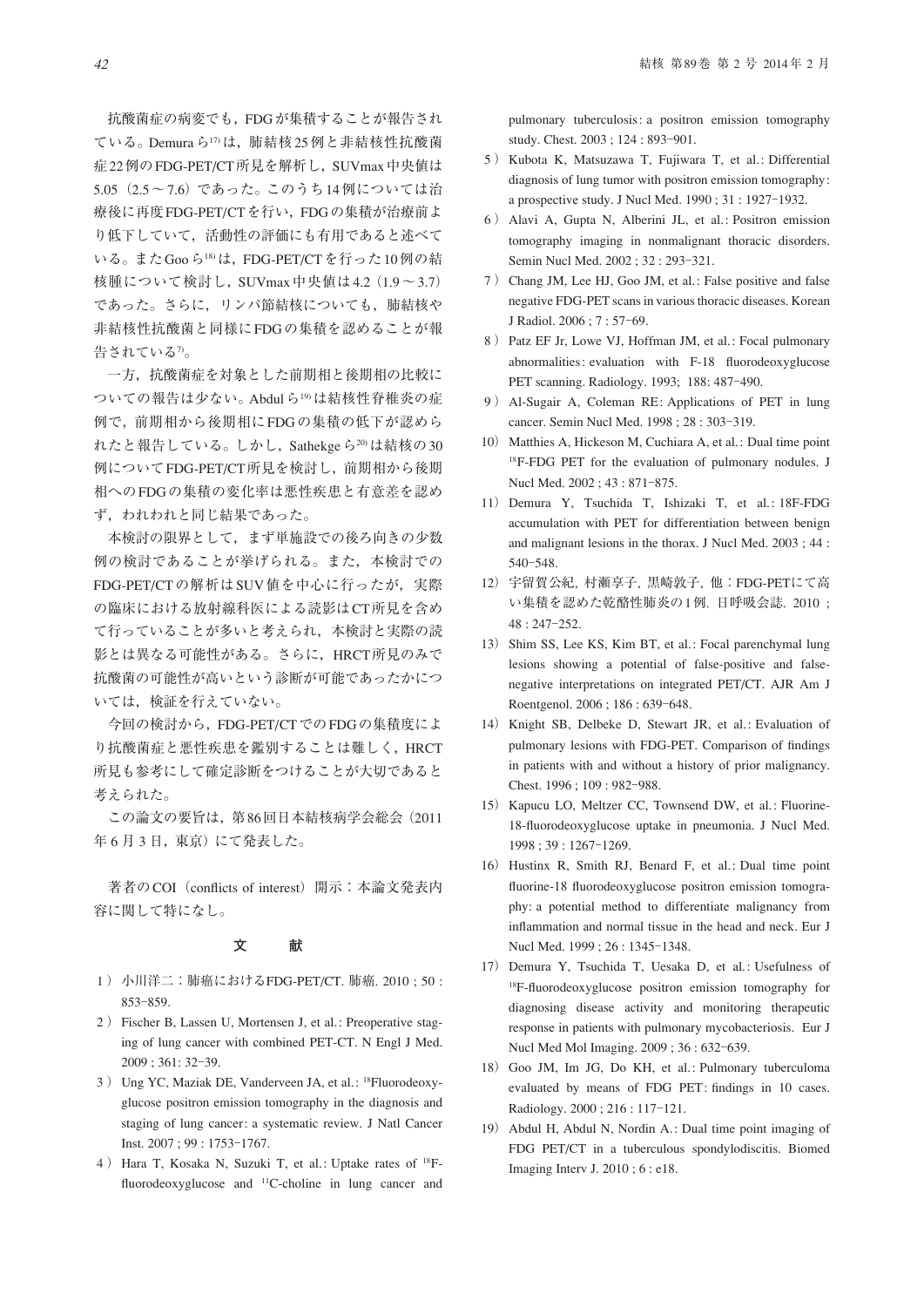抗酸菌症の病変でも，FDGが集積することが報告されている。Demuraら[17]は，肺結核25例と非結核性抗酸菌症22例のFDG-PET/CT所見を解析し，SUVmax中央値は5.05（2.5～7.6）であった。このうち14例については治療後に再度FDG-PET/CTを行い，FDGの集積が治療前より低下していて，活動性の評価にも有用であると述べている。またGooら[18]は，FDG-PET/CTを行った10例の結核腫について検討し，SUVmax中央値は4.2（1.9～3.7）であった。さらに，リンパ節結核についても，肺結核や非結核性抗酸菌と同様にFDGの集積を認めることが報告されている[7]。

一方，抗酸菌症を対象とした前期相と後期相の比較についての報告は少ない。Abdulら[19]は結核性脊椎炎の症例で，前期相から後期相にFDGの集積の低下が認められたと報告している。しかし，Sathekgeら[20]は結核の30例についてFDG-PET/CT所見を検討し，前期相から後期相へのFDGの集積の変化率は悪性疾患と有意差を認めず，われわれと同じ結果であった。

本検討の限界として，まず単施設での後ろ向きの少数例の検討であることが挙げられる。また，本検討でのFDG-PET/CTの解析はSUV値を中心に行ったが，実際の臨床における放射線科医による読影はCT所見を含めて行っていることが多いと考えられ，本検討と実際の読影とは異なる可能性がある。さらに，HRCT所見のみで抗酸菌の可能性が高いという診断が可能であったかについては，検証を行えていない。

今回の検討から，FDG-PET/CTでのFDGの集積度により抗酸菌症と悪性疾患を鑑別することは難しく，HRCT所見も参考にして確定診断をつけることが大切であると考えられた。

この論文の要旨は，第86回日本結核病学会総会（2011年6月3日，東京）にて発表した。

著者のCOI（conflicts of interest）開示：本論文発表内容に関して特になし。

## 文　　献

1）小川洋二：肺癌におけるFDG-PET/CT. 肺癌. 2010 ; 50 : 853-859.
2）Fischer B, Lassen U, Mortensen J, et al.: Preoperative staging of lung cancer with combined PET-CT. N Engl J Med. 2009 ; 361: 32-39.
3）Ung YC, Maziak DE, Vanderveen JA, et al.: $^{18}$Fluorodeoxyglucose positron emission tomography in the diagnosis and staging of lung cancer: a systematic review. J Natl Cancer Inst. 2007 ; 99 : 1753-1767.
4）Hara T, Kosaka N, Suzuki T, et al.: Uptake rates of $^{18}$F-fluorodeoxyglucose and $^{11}$C-choline in lung cancer and pulmonary tuberculosis: a positron emission tomography study. Chest. 2003 ; 124 : 893-901.
5）Kubota K, Matsuzawa T, Fujiwara T, et al.: Differential diagnosis of lung tumor with positron emission tomography: a prospective study. J Nucl Med. 1990 ; 31 : 1927-1932.
6）Alavi A, Gupta N, Alberini JL, et al.: Positron emission tomography imaging in nonmalignant thoracic disorders. Semin Nucl Med. 2002 ; 32 : 293-321.
7）Chang JM, Lee HJ, Goo JM, et al.: False positive and false negative FDG-PET scans in various thoracic diseases. Korean J Radiol. 2006 ; 7 : 57-69.
8）Patz EF Jr, Lowe VJ, Hoffman JM, et al.: Focal pulmonary abnormalities: evaluation with F-18 fluorodeoxyglucose PET scanning. Radiology. 1993; 188: 487-490.
9）Al-Sugair A, Coleman RE: Applications of PET in lung cancer. Semin Nucl Med. 1998 ; 28 : 303-319.
10）Matthies A, Hickeson M, Cuchiara A, et al.: Dual time point $^{18}$F-FDG PET for the evaluation of pulmonary nodules. J Nucl Med. 2002 ; 43 : 871-875.
11）Demura Y, Tsuchida T, Ishizaki T, et al.: 18F-FDG accumulation with PET for differentiation between benign and malignant lesions in the thorax. J Nucl Med. 2003 ; 44 : 540-548.
12）宇留賀公紀, 村瀬享子, 黒崎敦子, 他：FDG-PETにて高い集積を認めた乾酪性肺炎の1例. 日呼吸会誌. 2010 ; 48 : 247-252.
13）Shim SS, Lee KS, Kim BT, et al.: Focal parenchymal lung lesions showing a potential of false-positive and false-negative interpretations on integrated PET/CT. AJR Am J Roentgenol. 2006 ; 186 : 639-648.
14）Knight SB, Delbeke D, Stewart JR, et al.: Evaluation of pulmonary lesions with FDG-PET. Comparison of findings in patients with and without a history of prior malignancy. Chest. 1996 ; 109 : 982-988.
15）Kapucu LO, Meltzer CC, Townsend DW, et al.: Fluorine-18-fluorodeoxyglucose uptake in pneumonia. J Nucl Med. 1998 ; 39 : 1267-1269.
16）Hustinx R, Smith RJ, Benard F, et al.: Dual time point fluorine-18 fluorodeoxyglucose positron emission tomography: a potential method to differentiate malignancy from inflammation and normal tissue in the head and neck. Eur J Nucl Med. 1999 ; 26 : 1345-1348.
17）Demura Y, Tsuchida T, Uesaka D, et al.: Usefulness of $^{18}$F-fluorodeoxyglucose positron emission tomography for diagnosing disease activity and monitoring therapeutic response in patients with pulmonary mycobacteriosis. Eur J Nucl Med Mol Imaging. 2009 ; 36 : 632-639.
18）Goo JM, Im JG, Do KH, et al.: Pulmonary tuberculoma evaluated by means of FDG PET: findings in 10 cases. Radiology. 2000 ; 216 : 117-121.
19）Abdul H, Abdul N, Nordin A.: Dual time point imaging of FDG PET/CT in a tuberculous spondylodiscitis. Biomed Imaging Interv J. 2010 ; 6 : e18.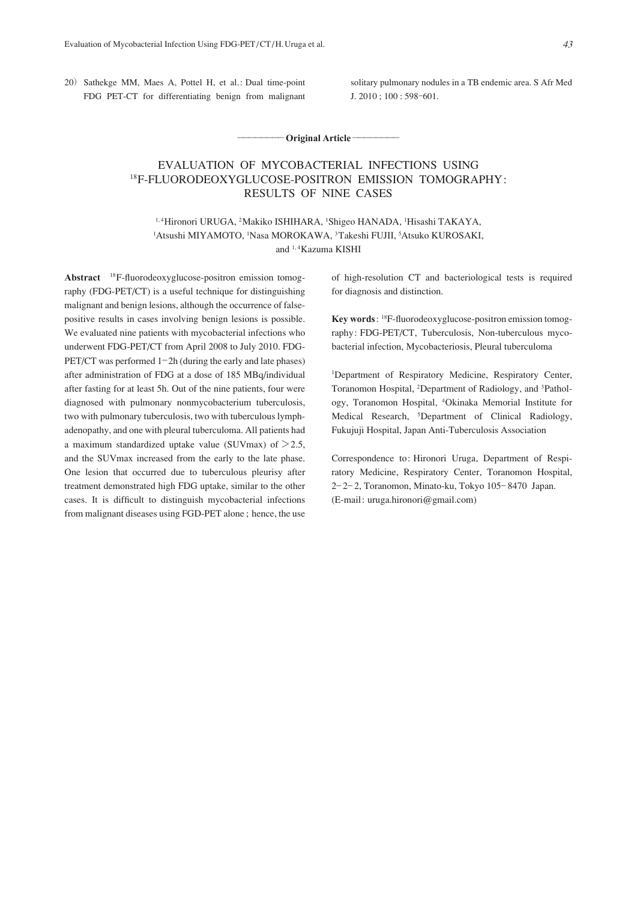20) Sathekge MM, Maes A, Pottel H, et al.: Dual time-point FDG PET-CT for differentiating benign from malignant solitary pulmonary nodules in a TB endemic area. S Afr Med J. 2010 ; 100 : 598–601.

**Original Article**

# EVALUATION OF MYCOBACTERIAL INFECTIONS USING [18]F-FLUORODEOXYGLUCOSE-POSITRON EMISSION TOMOGRAPHY: RESULTS OF NINE CASES

[1,4]Hironori URUGA, [2]Makiko ISHIHARA, [1]Shigeo HANADA, [1]Hisashi TAKAYA, [1]Atsushi MIYAMOTO, [1]Nasa MOROKAWA, [3]Takeshi FUJII, [5]Atsuko KUROSAKI, and [1,4]Kazuma KISHI

**Abstract** [18]F-fluorodeoxyglucose-positron emission tomography (FDG-PET/CT) is a useful technique for distinguishing malignant and benign lesions, although the occurrence of false-positive results in cases involving benign lesions is possible. We evaluated nine patients with mycobacterial infections who underwent FDG-PET/CT from April 2008 to July 2010. FDG-PET/CT was performed 1−2h (during the early and late phases) after administration of FDG at a dose of 185 MBq/individual after fasting for at least 5h. Out of the nine patients, four were diagnosed with pulmonary nonmycobacterium tuberculosis, two with pulmonary tuberculosis, two with tuberculous lymphadenopathy, and one with pleural tuberculoma. All patients had a maximum standardized uptake value (SUVmax) of $>2.5$, and the SUVmax increased from the early to the late phase. One lesion that occurred due to tuberculous pleurisy after treatment demonstrated high FDG uptake, similar to the other cases. It is difficult to distinguish mycobacterial infections from malignant diseases using FGD-PET alone ; hence, the use of high-resolution CT and bacteriological tests is required for diagnosis and distinction.

**Key words**: [18]F-fluorodeoxyglucose-positron emission tomography: FDG-PET/CT, Tuberculosis, Non-tuberculous mycobacterial infection, Mycobacteriosis, Pleural tuberculoma

[1]Department of Respiratory Medicine, Respiratory Center, Toranomon Hospital, [2]Department of Radiology, and [3]Pathology, Toranomon Hospital, [4]Okinaka Memorial Institute for Medical Research, [5]Department of Clinical Radiology, Fukujuji Hospital, Japan Anti-Tuberculosis Association

Correspondence to: Hironori Uruga, Department of Respiratory Medicine, Respiratory Center, Toranomon Hospital, 2−2−2, Toranomon, Minato-ku, Tokyo 105−8470 Japan. (E-mail: uruga.hironori@gmail.com)